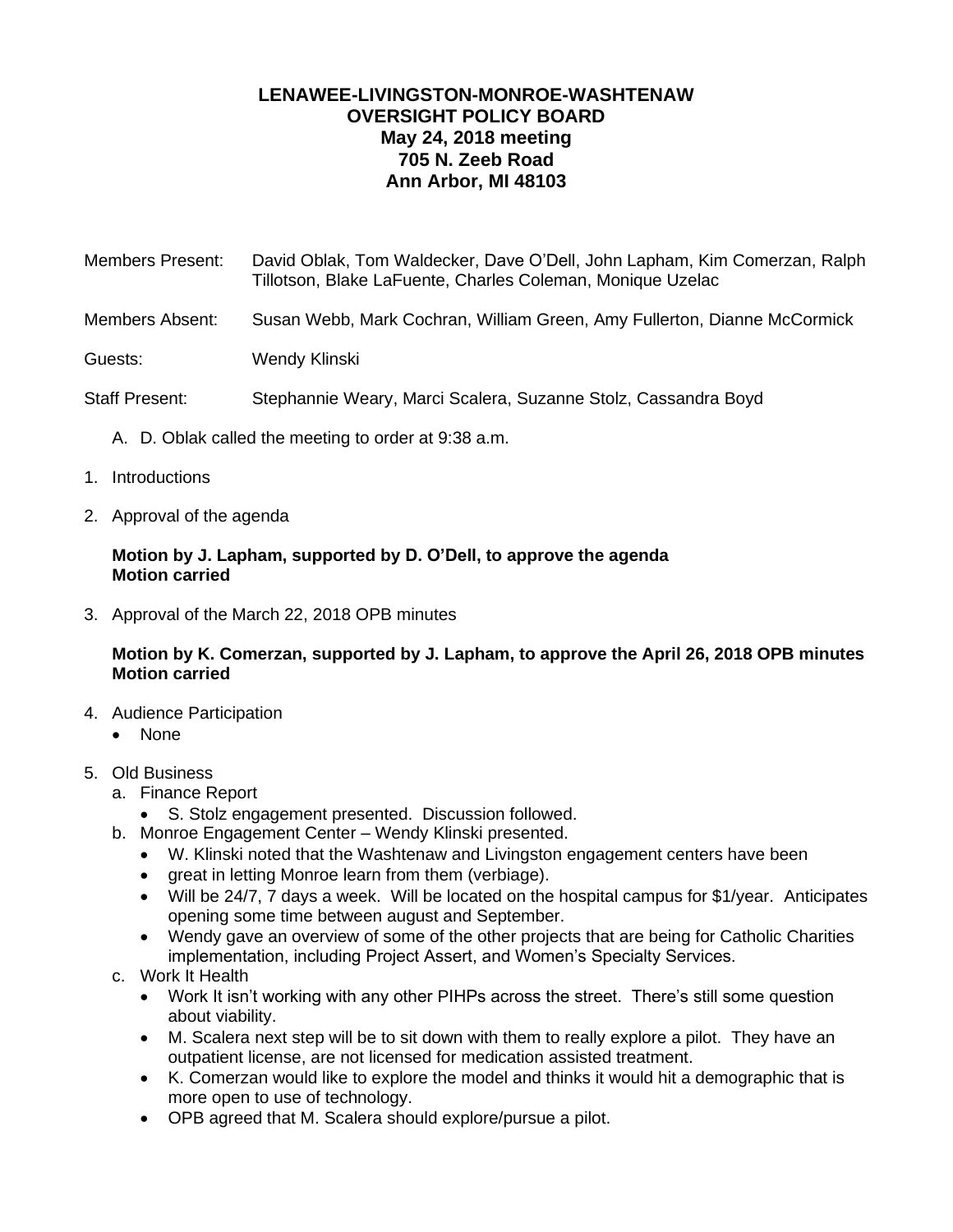**LENAWEE-LIVINGSTON-MONROE-WASHTENAW**
**OVERSIGHT POLICY BOARD**
**May 24, 2018 meeting**
**705 N. Zeeb Road**
**Ann Arbor, MI 48103**

Members Present: David Oblak, Tom Waldecker, Dave O'Dell, John Lapham, Kim Comerzan, Ralph Tillotson, Blake LaFuente, Charles Coleman, Monique Uzelac

Members Absent: Susan Webb, Mark Cochran, William Green, Amy Fullerton, Dianne McCormick

Guests: Wendy Klinski

Staff Present: Stephannie Weary, Marci Scalera, Suzanne Stolz, Cassandra Boyd

A. D. Oblak called the meeting to order at 9:38 a.m.

1. Introductions

2. Approval of the agenda

   **Motion by J. Lapham, supported by D. O'Dell, to approve the agenda**
   **Motion carried**

3. Approval of the March 22, 2018 OPB minutes

   **Motion by K. Comerzan, supported by J. Lapham, to approve the April 26, 2018 OPB minutes**
   **Motion carried**

4. Audience Participation
   - None

5. Old Business
   a. Finance Report
      - S. Stolz engagement presented. Discussion followed.

   b. Monroe Engagement Center – Wendy Klinski presented.
      - W. Klinski noted that the Washtenaw and Livingston engagement centers have been
      - great in letting Monroe learn from them (verbiage).
      - Will be 24/7, 7 days a week. Will be located on the hospital campus for $1/year. Anticipates opening some time between august and September.
      - Wendy gave an overview of some of the other projects that are being for Catholic Charities implementation, including Project Assert, and Women's Specialty Services.

   c. Work It Health
      - Work It isn't working with any other PIHPs across the street. There's still some question about viability.
      - M. Scalera next step will be to sit down with them to really explore a pilot. They have an outpatient license, are not licensed for medication assisted treatment.
      - K. Comerzan would like to explore the model and thinks it would hit a demographic that is more open to use of technology.
      - OPB agreed that M. Scalera should explore/pursue a pilot.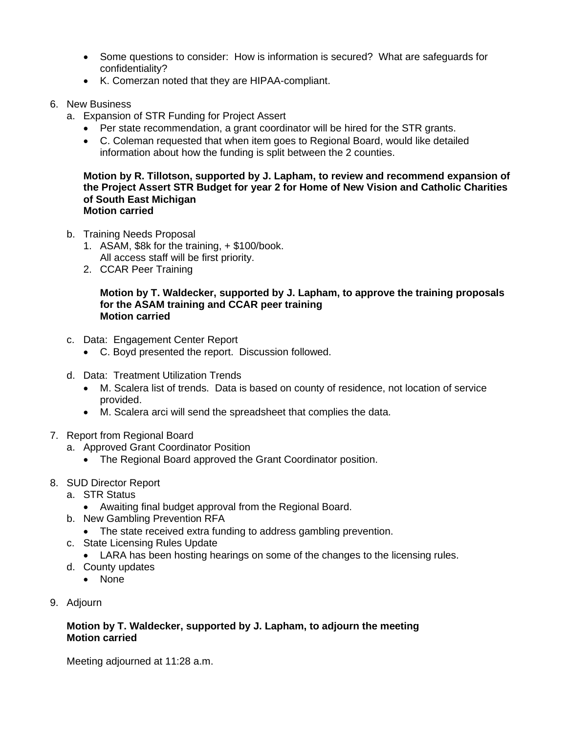- Some questions to consider: How is information is secured? What are safeguards for confidentiality?
- K. Comerzan noted that they are HIPAA-compliant.

6. New Business
   a. Expansion of STR Funding for Project Assert
      - Per state recommendation, a grant coordinator will be hired for the STR grants.
      - C. Coleman requested that when item goes to Regional Board, would like detailed information about how the funding is split between the 2 counties.

   **Motion by R. Tillotson, supported by J. Lapham, to review and recommend expansion of the Project Assert STR Budget for year 2 for Home of New Vision and Catholic Charities of South East Michigan**
   **Motion carried**

   b. Training Needs Proposal
      1. ASAM, $8k for the training, + $100/book.
         All access staff will be first priority.
      2. CCAR Peer Training

      **Motion by T. Waldecker, supported by J. Lapham, to approve the training proposals for the ASAM training and CCAR peer training**
      **Motion carried**

   c. Data: Engagement Center Report
      - C. Boyd presented the report. Discussion followed.

   d. Data: Treatment Utilization Trends
      - M. Scalera list of trends. Data is based on county of residence, not location of service provided.
      - M. Scalera arci will send the spreadsheet that complies the data.

7. Report from Regional Board
   a. Approved Grant Coordinator Position
      - The Regional Board approved the Grant Coordinator position.

8. SUD Director Report
   a. STR Status
      - Awaiting final budget approval from the Regional Board.
   b. New Gambling Prevention RFA
      - The state received extra funding to address gambling prevention.
   c. State Licensing Rules Update
      - LARA has been hosting hearings on some of the changes to the licensing rules.
   d. County updates
      - None

9. Adjourn

   **Motion by T. Waldecker, supported by J. Lapham, to adjourn the meeting**
   **Motion carried**

   Meeting adjourned at 11:28 a.m.